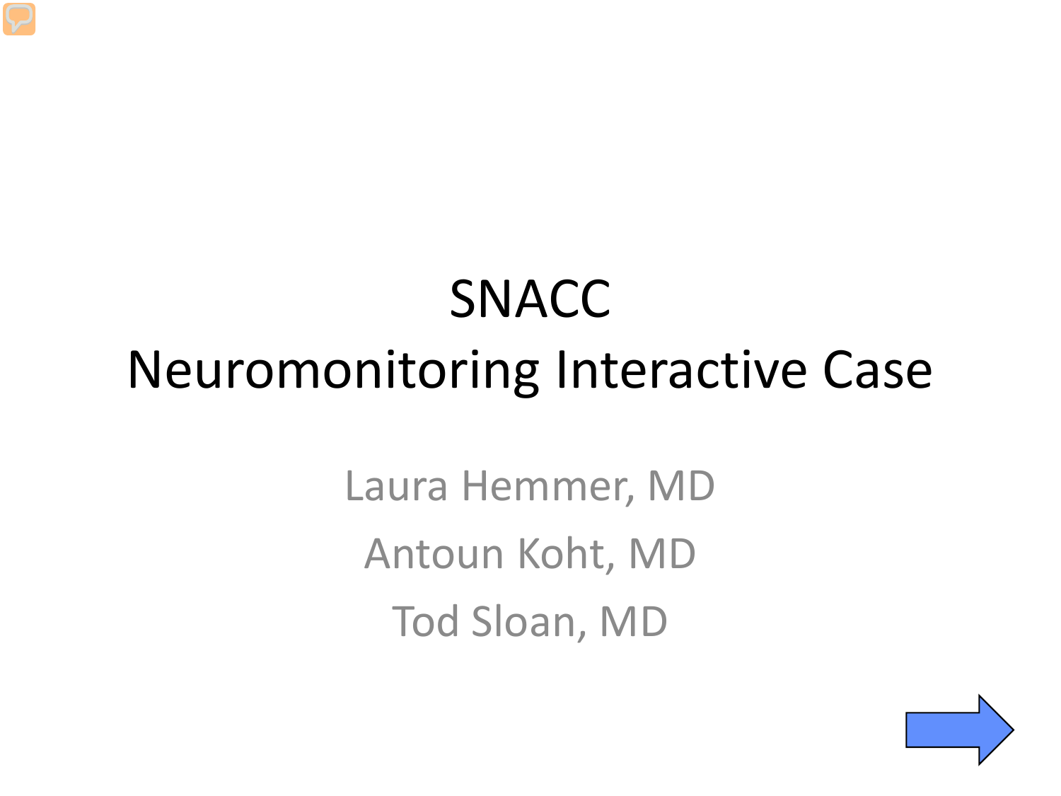# SNACC Neuromonitoring Interactive Case

Laura Hemmer, MD

Antoun Koht, MD

Tod Sloan, MD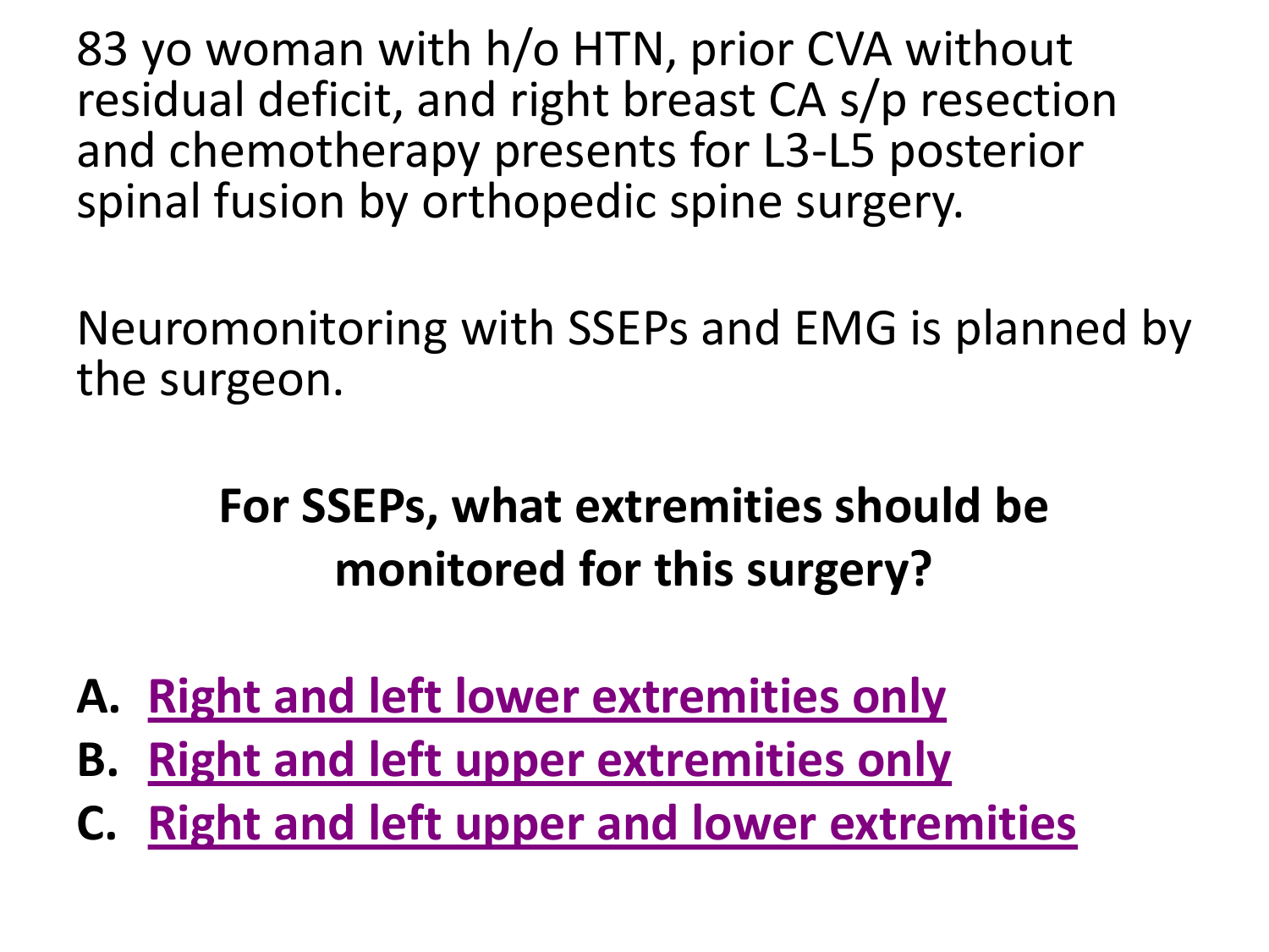83 yo woman with h/o HTN, prior CVA without residual deficit, and right breast CA s/p resection and chemotherapy presents for L3-L5 posterior spinal fusion by orthopedic spine surgery.

Neuromonitoring with SSEPs and EMG is planned by the surgeon.

**For SSEPs, what extremities should be monitored for this surgery?**

**A. Right and left lower extremities only**
**B. Right and left upper extremities only**
**C. Right and left upper and lower extremities**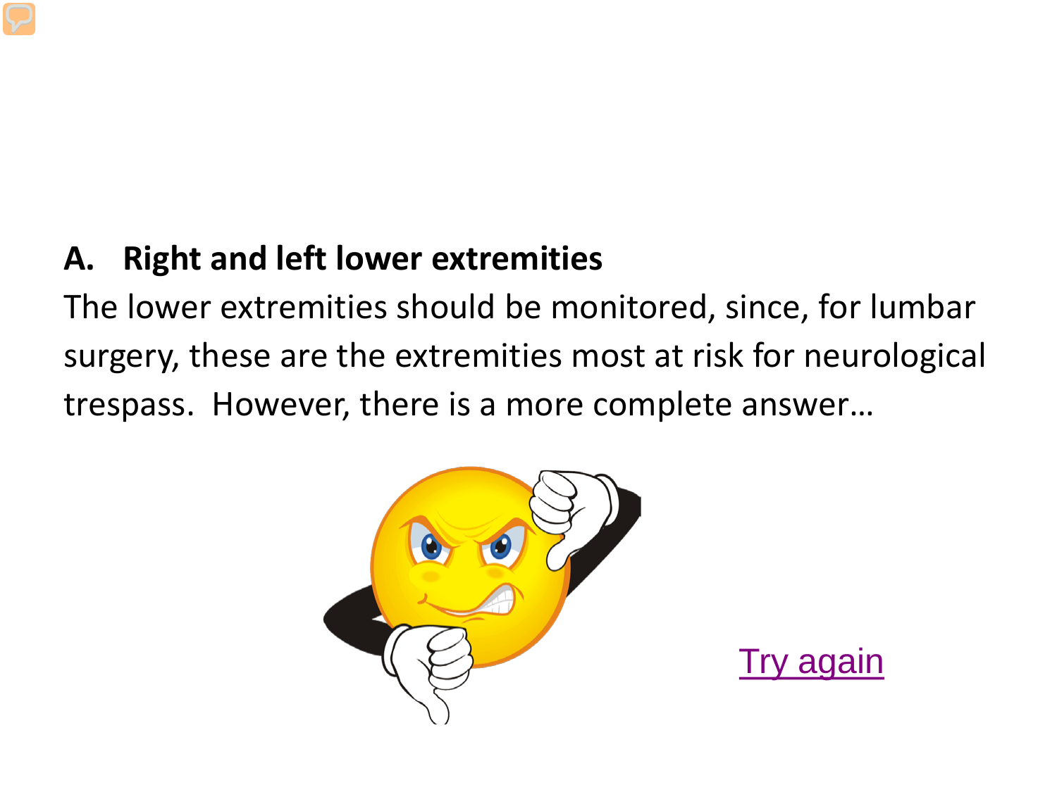**A. Right and left lower extremities**

The lower extremities should be monitored, since, for lumbar surgery, these are the extremities most at risk for neurological trespass. However, there is a more complete answer…

Try again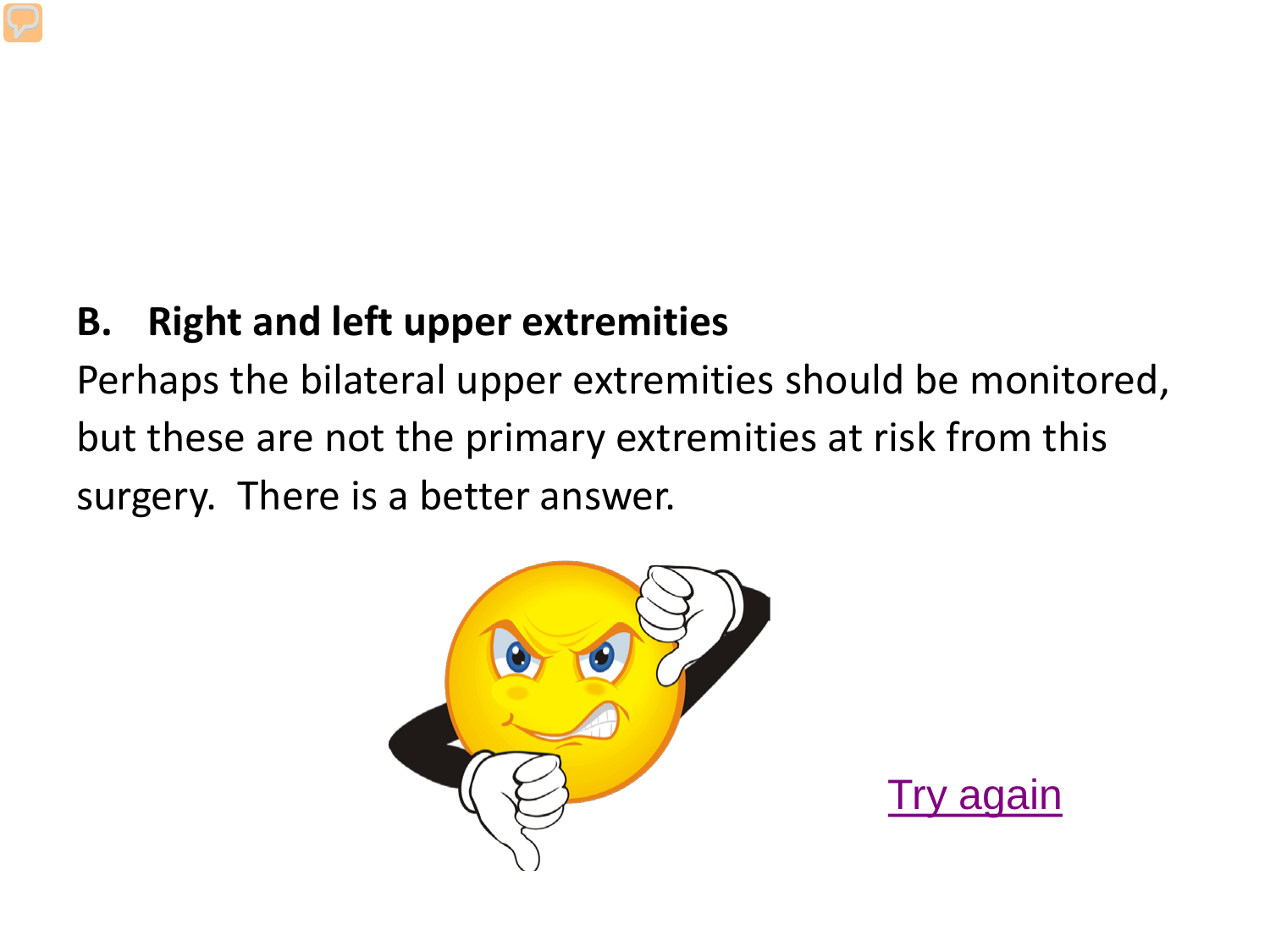**B. Right and left upper extremities**

Perhaps the bilateral upper extremities should be monitored, but these are not the primary extremities at risk from this surgery. There is a better answer.

Try again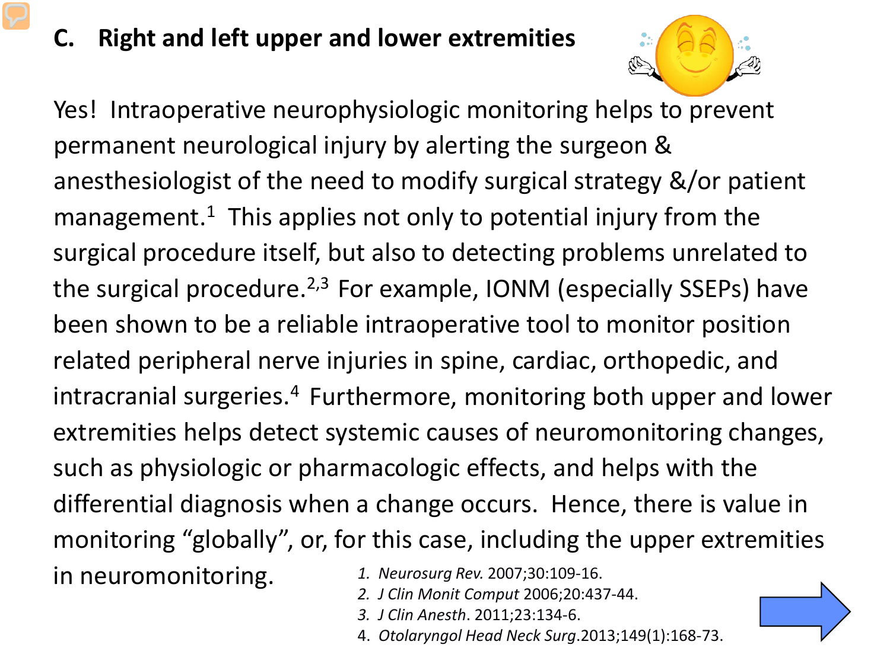## C. Right and left upper and lower extremities

Yes! Intraoperative neurophysiologic monitoring helps to prevent permanent neurological injury by alerting the surgeon & anesthesiologist of the need to modify surgical strategy &/or patient management.[1] This applies not only to potential injury from the surgical procedure itself, but also to detecting problems unrelated to the surgical procedure.[2,3] For example, IONM (especially SSEPs) have been shown to be a reliable intraoperative tool to monitor position related peripheral nerve injuries in spine, cardiac, orthopedic, and intracranial surgeries.[4] Furthermore, monitoring both upper and lower extremities helps detect systemic causes of neuromonitoring changes, such as physiologic or pharmacologic effects, and helps with the differential diagnosis when a change occurs. Hence, there is value in monitoring "globally", or, for this case, including the upper extremities in neuromonitoring.

1. *Neurosurg Rev.* 2007;30:109-16.
2. *J Clin Monit Comput* 2006;20:437-44.
3. *J Clin Anesth*. 2011;23:134-6.
4. *Otolaryngol Head Neck Surg*.2013;149(1):168-73.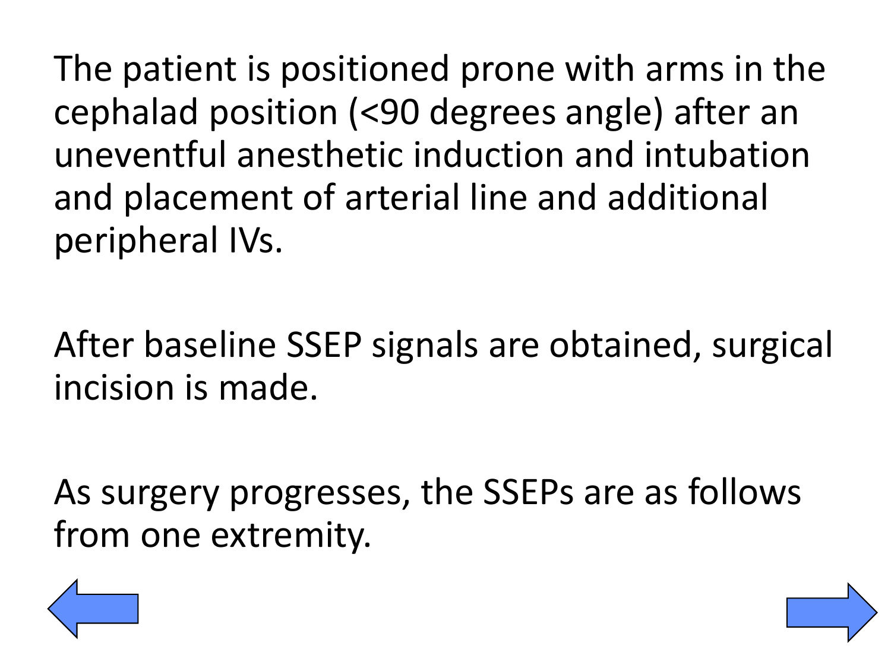The patient is positioned prone with arms in the cephalad position (<90 degrees angle) after an uneventful anesthetic induction and intubation and placement of arterial line and additional peripheral IVs.

After baseline SSEP signals are obtained, surgical incision is made.

As surgery progresses, the SSEPs are as follows from one extremity.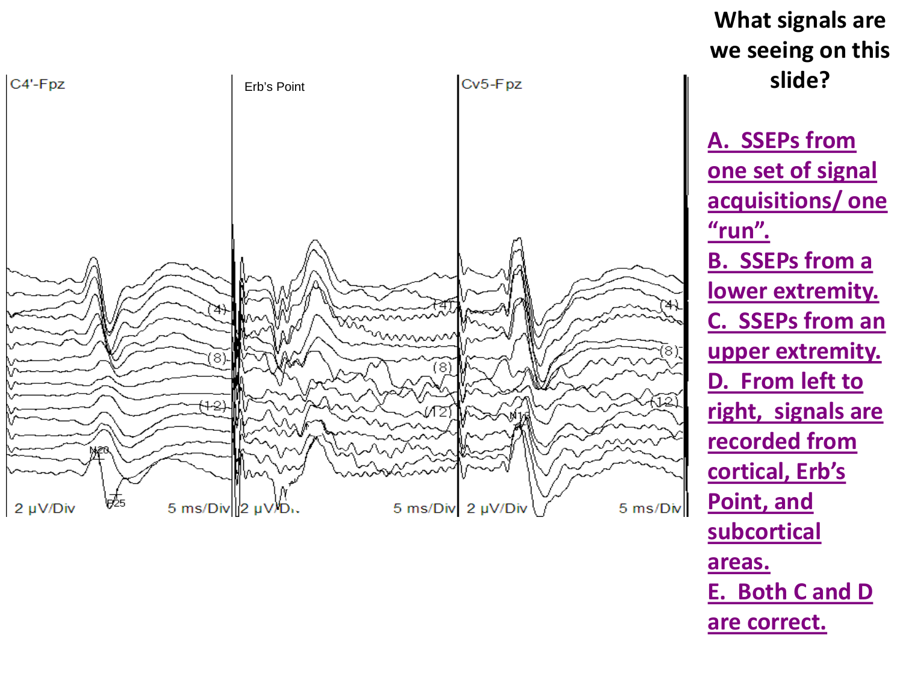**What signals are we seeing on this slide?**

**A. SSEPs from one set of signal acquisitions/ one "run".**

**B. SSEPs from a lower extremity.**

**C. SSEPs from an upper extremity.**

**D. From left to right, signals are recorded from cortical, Erb's Point, and subcortical areas.**

**E. Both C and D are correct.**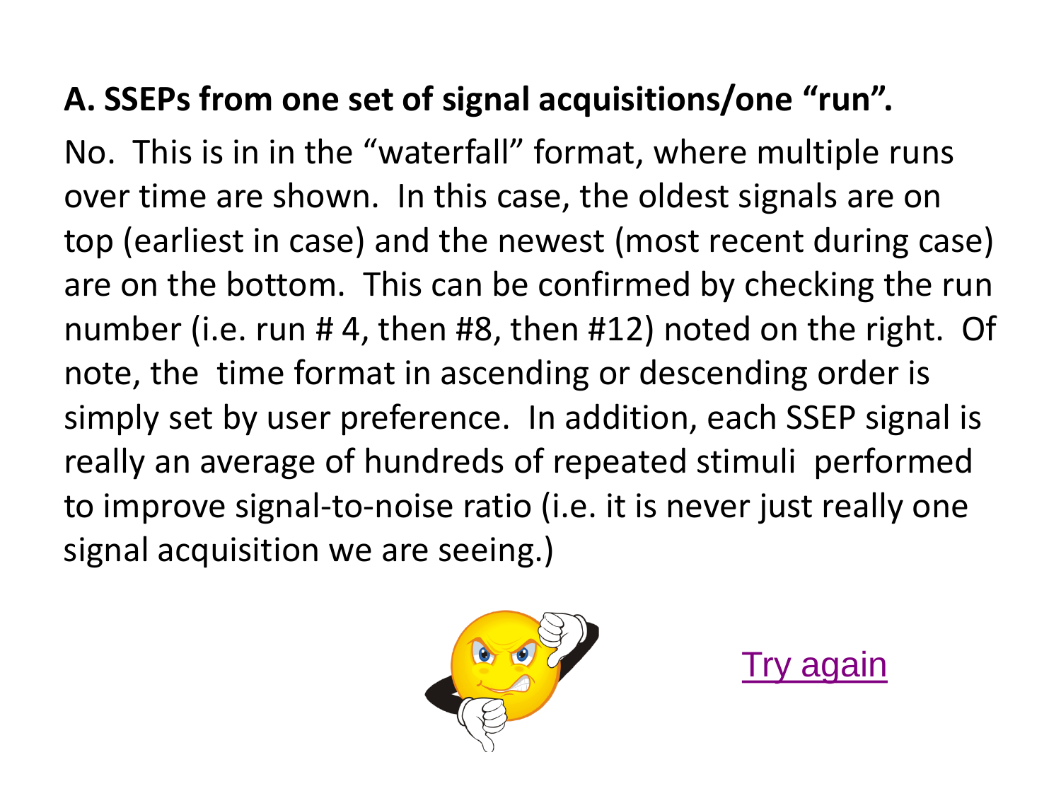**A. SSEPs from one set of signal acquisitions/one “run”.**

No. This is in in the “waterfall” format, where multiple runs over time are shown. In this case, the oldest signals are on top (earliest in case) and the newest (most recent during case) are on the bottom. This can be confirmed by checking the run number (i.e. run # 4, then #8, then #12) noted on the right. Of note, the time format in ascending or descending order is simply set by user preference. In addition, each SSEP signal is really an average of hundreds of repeated stimuli performed to improve signal-to-noise ratio (i.e. it is never just really one signal acquisition we are seeing.)

Try again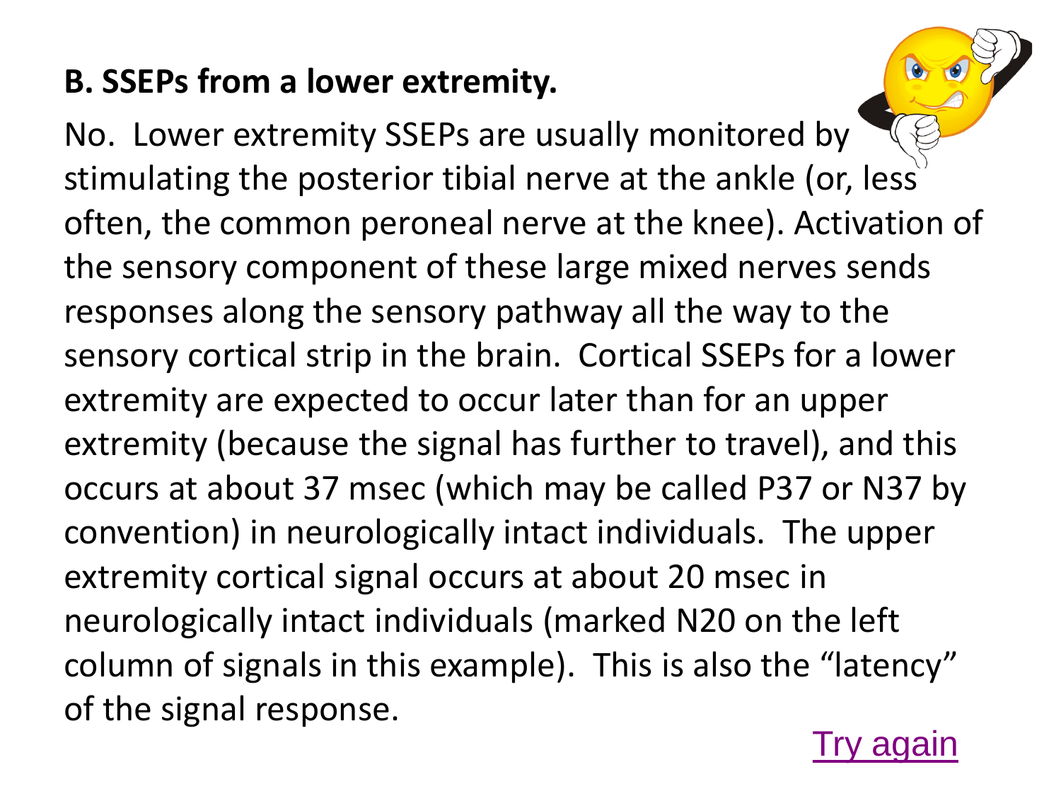**B. SSEPs from a lower extremity.**

No. Lower extremity SSEPs are usually monitored by stimulating the posterior tibial nerve at the ankle (or, less often, the common peroneal nerve at the knee). Activation of the sensory component of these large mixed nerves sends responses along the sensory pathway all the way to the sensory cortical strip in the brain. Cortical SSEPs for a lower extremity are expected to occur later than for an upper extremity (because the signal has further to travel), and this occurs at about 37 msec (which may be called P37 or N37 by convention) in neurologically intact individuals. The upper extremity cortical signal occurs at about 20 msec in neurologically intact individuals (marked N20 on the left column of signals in this example). This is also the "latency" of the signal response.

Try again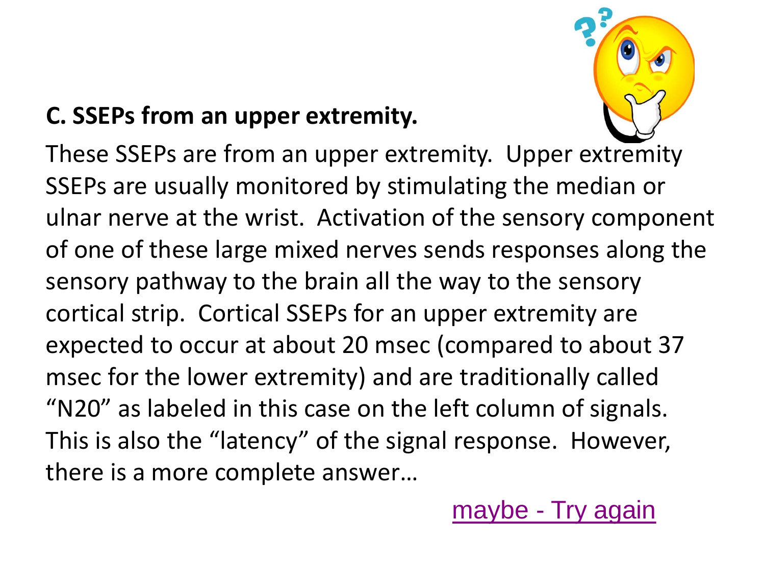**C. SSEPs from an upper extremity.**

These SSEPs are from an upper extremity. Upper extremity SSEPs are usually monitored by stimulating the median or ulnar nerve at the wrist. Activation of the sensory component of one of these large mixed nerves sends responses along the sensory pathway to the brain all the way to the sensory cortical strip. Cortical SSEPs for an upper extremity are expected to occur at about 20 msec (compared to about 37 msec for the lower extremity) and are traditionally called "N20" as labeled in this case on the left column of signals. This is also the "latency" of the signal response. However, there is a more complete answer…

maybe - Try again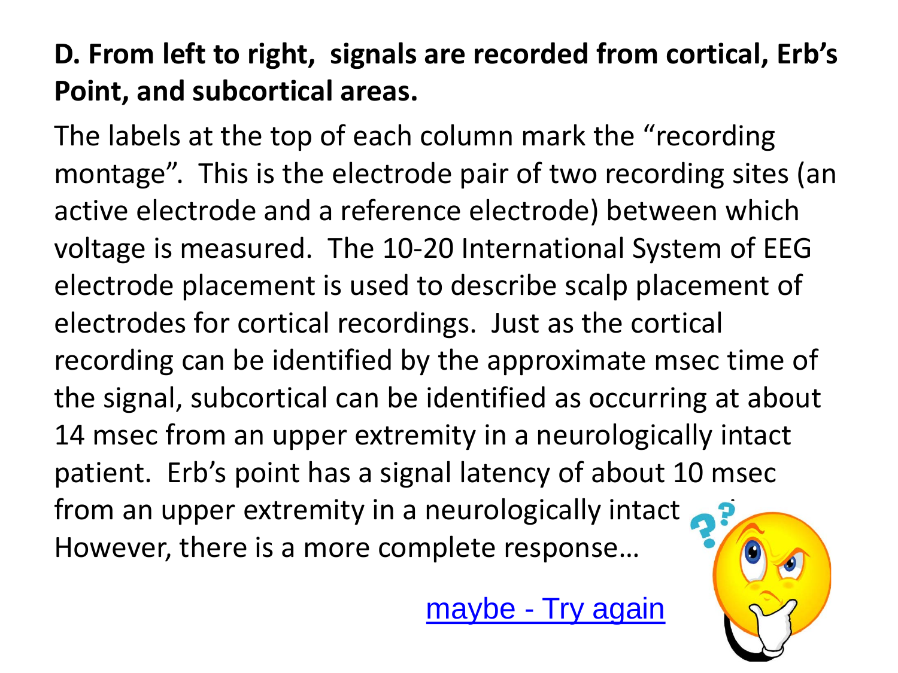**D. From left to right, signals are recorded from cortical, Erb's Point, and subcortical areas.**

The labels at the top of each column mark the "recording montage". This is the electrode pair of two recording sites (an active electrode and a reference electrode) between which voltage is measured. The 10-20 International System of EEG electrode placement is used to describe scalp placement of electrodes for cortical recordings. Just as the cortical recording can be identified by the approximate msec time of the signal, subcortical can be identified as occurring at about 14 msec from an upper extremity in a neurologically intact patient. Erb's point has a signal latency of about 10 msec from an upper extremity in a neurologically intact patient. However, there is a more complete response…

maybe - Try again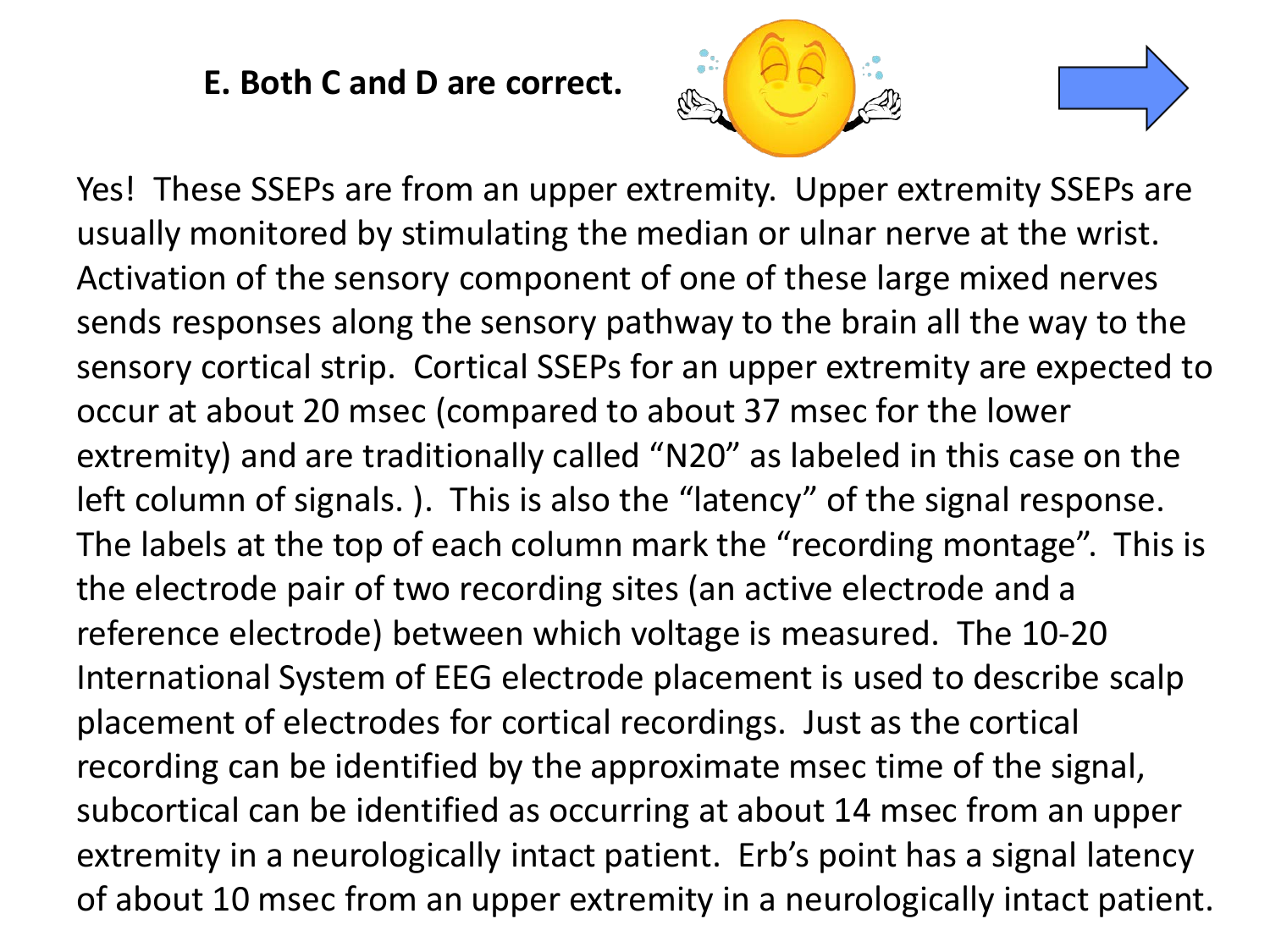**E. Both C and D are correct.**

Yes! These SSEPs are from an upper extremity. Upper extremity SSEPs are usually monitored by stimulating the median or ulnar nerve at the wrist. Activation of the sensory component of one of these large mixed nerves sends responses along the sensory pathway to the brain all the way to the sensory cortical strip. Cortical SSEPs for an upper extremity are expected to occur at about 20 msec (compared to about 37 msec for the lower extremity) and are traditionally called "N20" as labeled in this case on the left column of signals. ). This is also the "latency" of the signal response. The labels at the top of each column mark the "recording montage". This is the electrode pair of two recording sites (an active electrode and a reference electrode) between which voltage is measured. The 10-20 International System of EEG electrode placement is used to describe scalp placement of electrodes for cortical recordings. Just as the cortical recording can be identified by the approximate msec time of the signal, subcortical can be identified as occurring at about 14 msec from an upper extremity in a neurologically intact patient. Erb's point has a signal latency of about 10 msec from an upper extremity in a neurologically intact patient.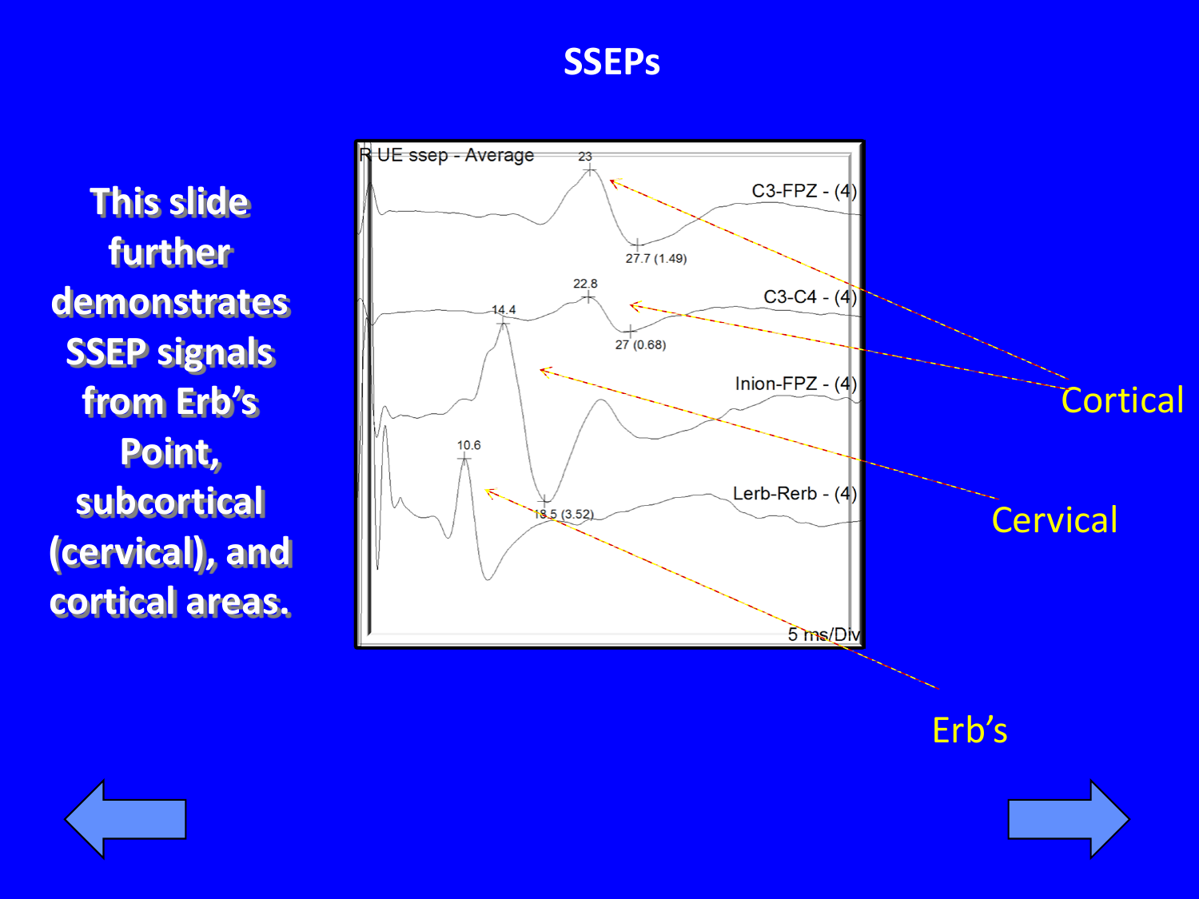# SSEPs

This slide further demonstrates SSEP signals from Erb's Point, subcortical (cervical), and cortical areas.

R UE ssep - Average

23

C3-FPZ - (4)

27.7 (1.49)

22.8

14.4

C3-C4 - (4)

27 (0.68)

Inion-FPZ - (4)

10.6

Lerb-Rerb - (4)

18.5 (3.52)

5 ms/Div

Cortical

Cervical

Erb's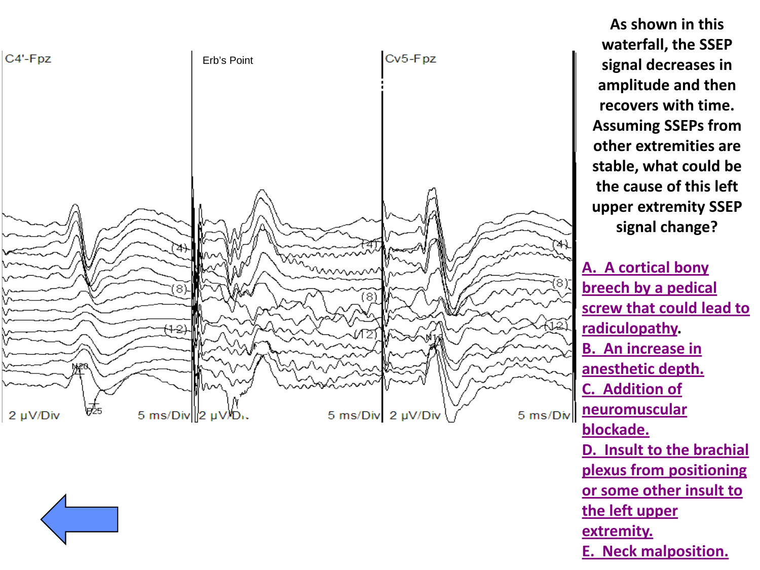As shown in this waterfall, the SSEP signal decreases in amplitude and then recovers with time. Assuming SSEPs from other extremities are stable, what could be the cause of this left upper extremity SSEP signal change?

A. A cortical bony breech by a pedical screw that could lead to radiculopathy.
B. An increase in anesthetic depth.
C. Addition of neuromuscular blockade.
D. Insult to the brachial plexus from positioning or some other insult to the left upper extremity.
E. Neck malposition.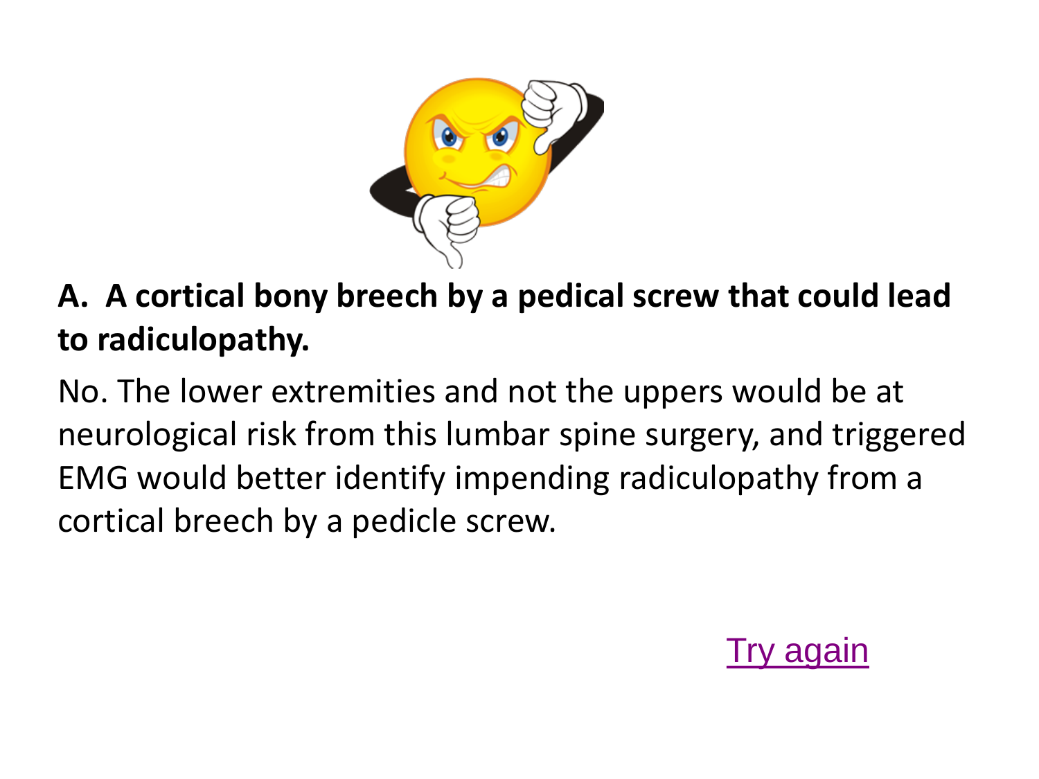**A.  A cortical bony breech by a pedical screw that could lead to radiculopathy.**

No. The lower extremities and not the uppers would be at neurological risk from this lumbar spine surgery, and triggered EMG would better identify impending radiculopathy from a cortical breech by a pedicle screw.

Try again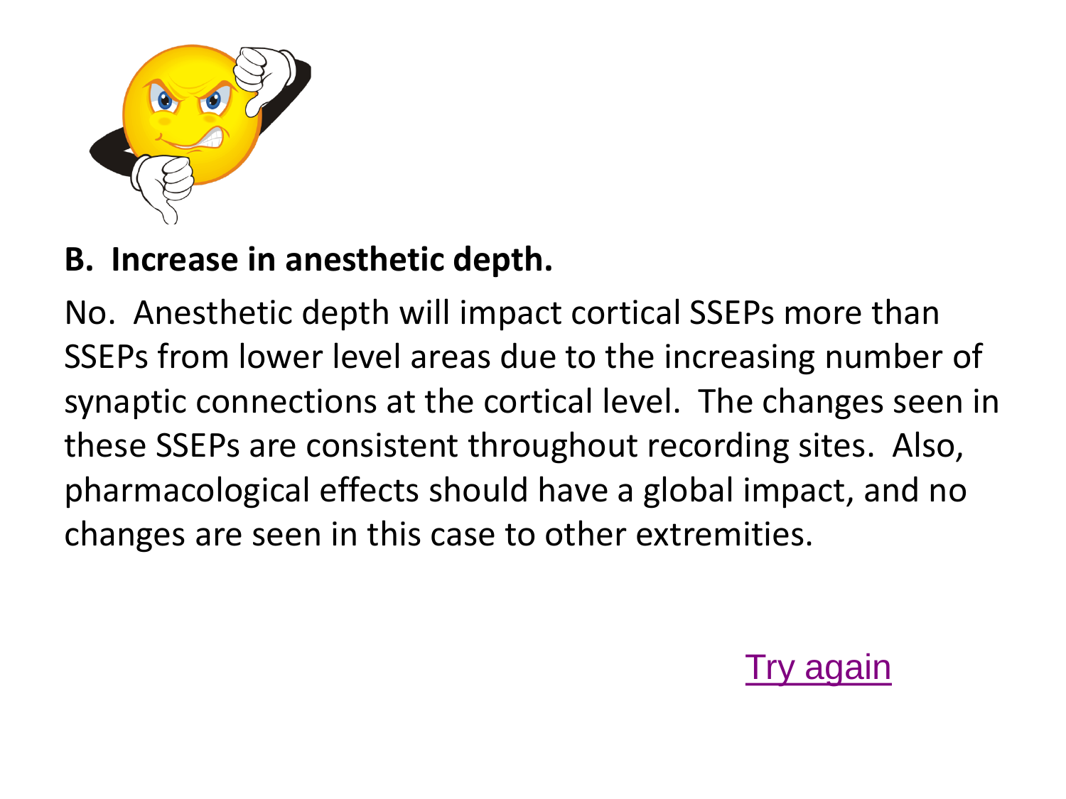**B.  Increase in anesthetic depth.**

No.  Anesthetic depth will impact cortical SSEPs more than SSEPs from lower level areas due to the increasing number of synaptic connections at the cortical level.  The changes seen in these SSEPs are consistent throughout recording sites.  Also, pharmacological effects should have a global impact, and no changes are seen in this case to other extremities.

Try again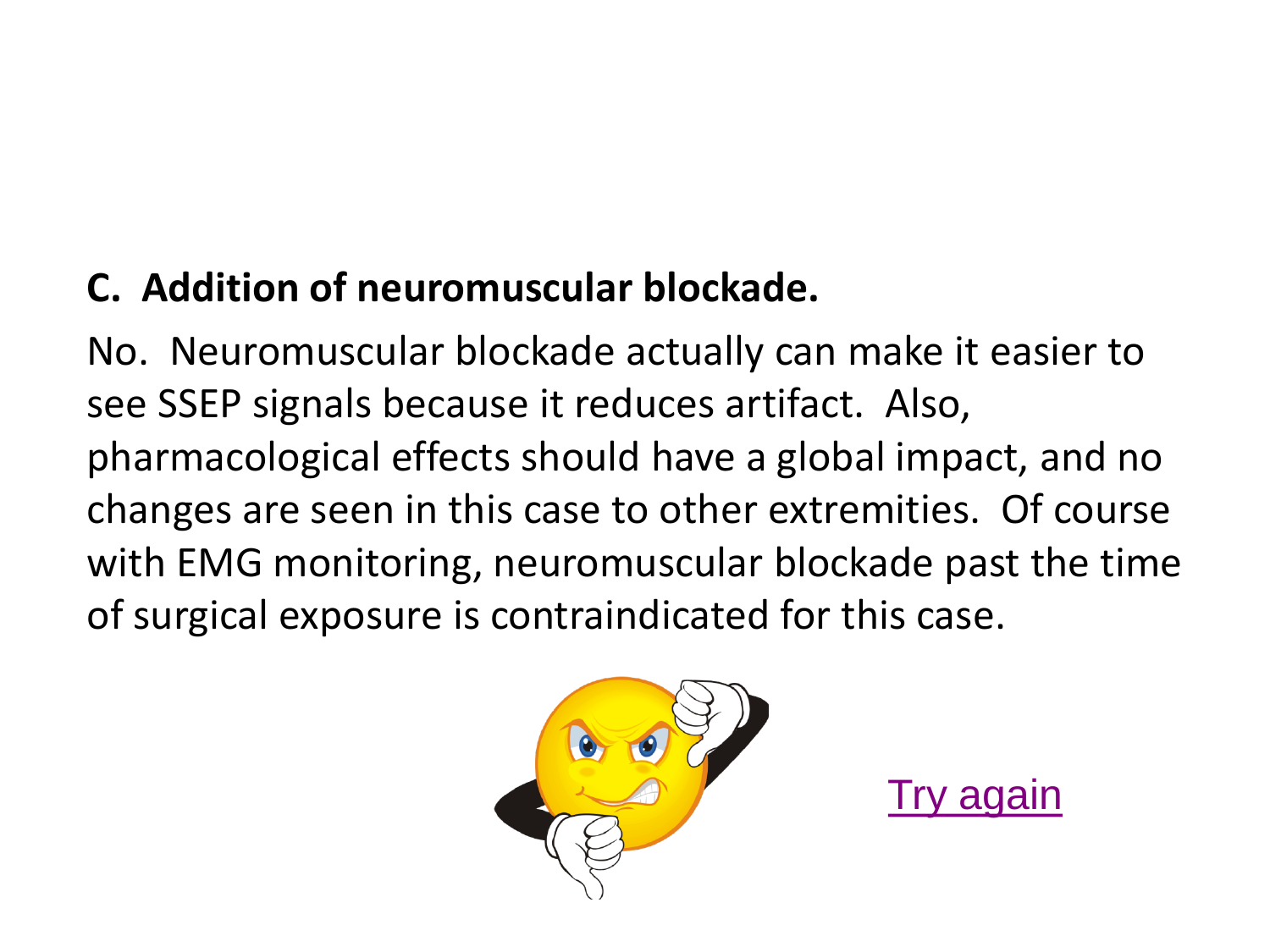**C. Addition of neuromuscular blockade.**

No. Neuromuscular blockade actually can make it easier to see SSEP signals because it reduces artifact. Also, pharmacological effects should have a global impact, and no changes are seen in this case to other extremities. Of course with EMG monitoring, neuromuscular blockade past the time of surgical exposure is contraindicated for this case.

Try again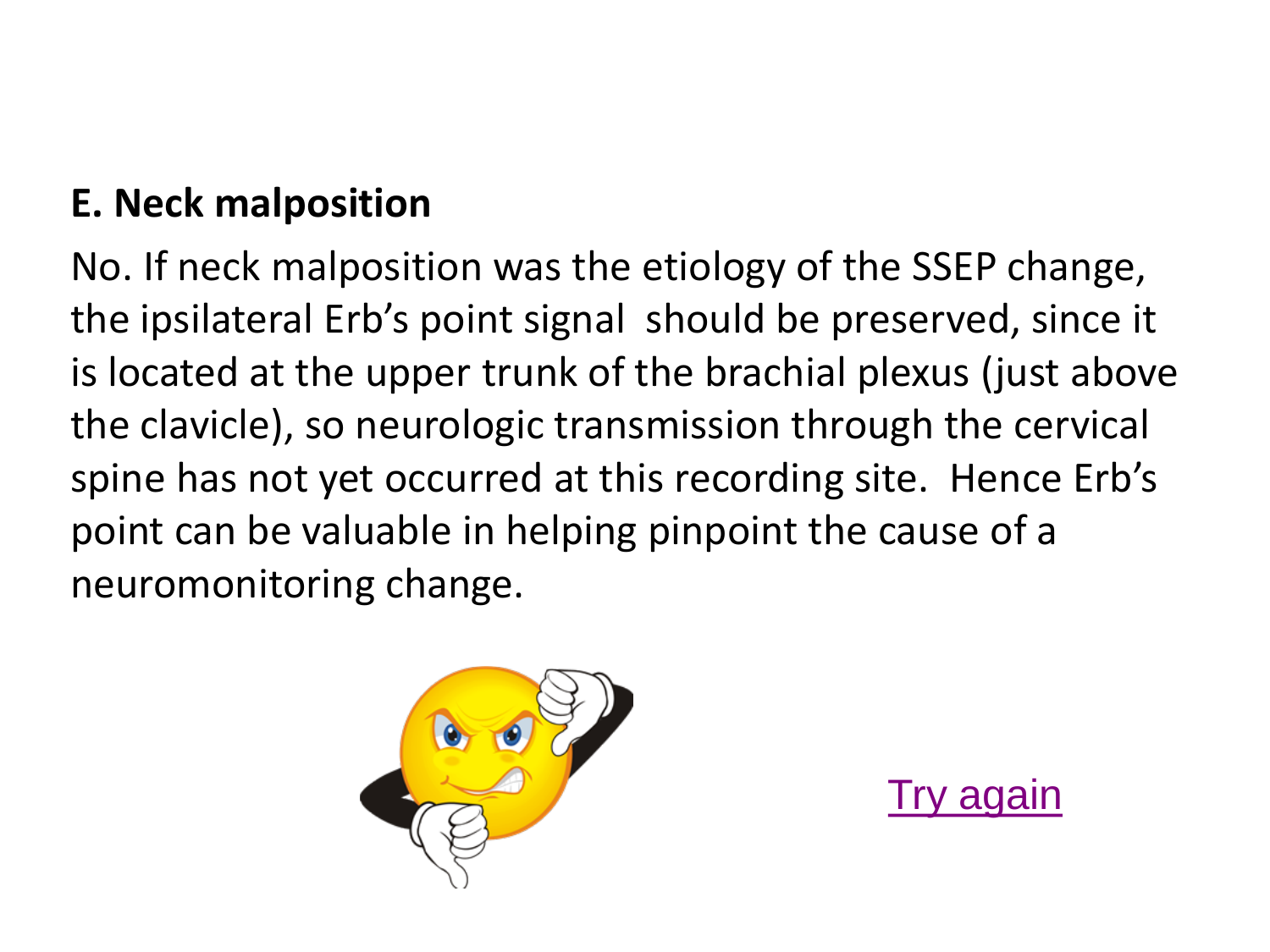**E. Neck malposition**

No. If neck malposition was the etiology of the SSEP change, the ipsilateral Erb's point signal should be preserved, since it is located at the upper trunk of the brachial plexus (just above the clavicle), so neurologic transmission through the cervical spine has not yet occurred at this recording site. Hence Erb's point can be valuable in helping pinpoint the cause of a neuromonitoring change.

Try again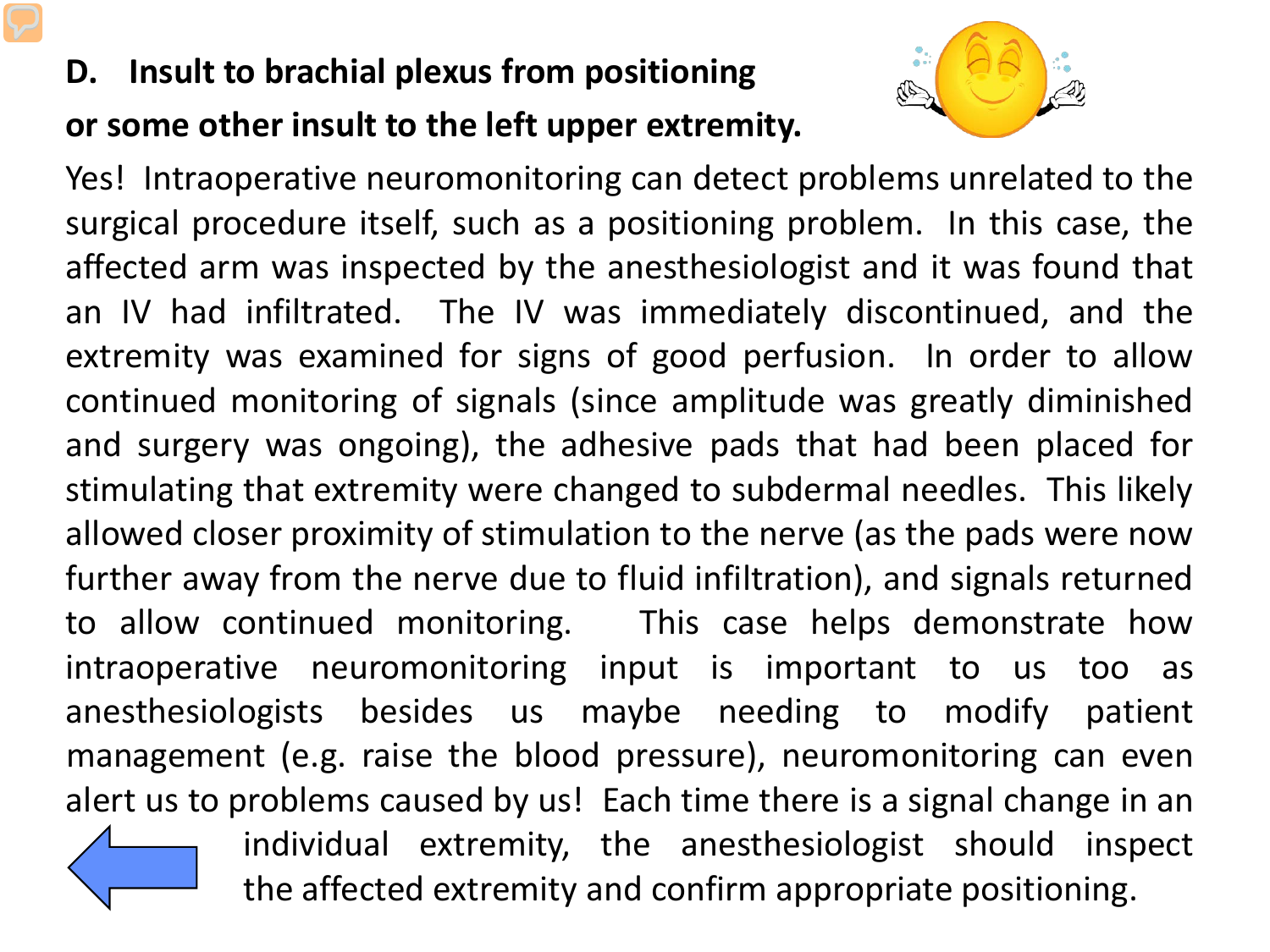**D. Insult to brachial plexus from positioning or some other insult to the left upper extremity.**

Yes! Intraoperative neuromonitoring can detect problems unrelated to the surgical procedure itself, such as a positioning problem. In this case, the affected arm was inspected by the anesthesiologist and it was found that an IV had infiltrated. The IV was immediately discontinued, and the extremity was examined for signs of good perfusion. In order to allow continued monitoring of signals (since amplitude was greatly diminished and surgery was ongoing), the adhesive pads that had been placed for stimulating that extremity were changed to subdermal needles. This likely allowed closer proximity of stimulation to the nerve (as the pads were now further away from the nerve due to fluid infiltration), and signals returned to allow continued monitoring. This case helps demonstrate how intraoperative neuromonitoring input is important to us too as anesthesiologists besides us maybe needing to modify patient management (e.g. raise the blood pressure), neuromonitoring can even alert us to problems caused by us! Each time there is a signal change in an individual extremity, the anesthesiologist should inspect the affected extremity and confirm appropriate positioning.